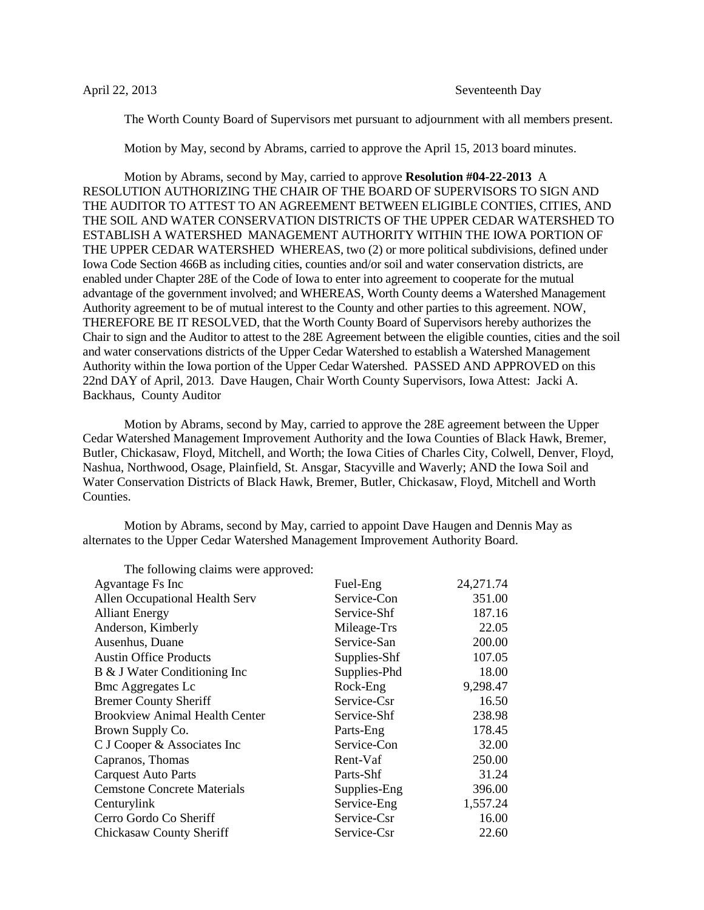April 22, 2013 Seventeenth Day

The Worth County Board of Supervisors met pursuant to adjournment with all members present.

Motion by May, second by Abrams, carried to approve the April 15, 2013 board minutes.

Motion by Abrams, second by May, carried to approve **Resolution #04-22-2013** A RESOLUTION AUTHORIZING THE CHAIR OF THE BOARD OF SUPERVISORS TO SIGN AND THE AUDITOR TO ATTEST TO AN AGREEMENT BETWEEN ELIGIBLE CONTIES, CITIES, AND THE SOIL AND WATER CONSERVATION DISTRICTS OF THE UPPER CEDAR WATERSHED TO ESTABLISH A WATERSHED MANAGEMENT AUTHORITY WITHIN THE IOWA PORTION OF THE UPPER CEDAR WATERSHED WHEREAS, two (2) or more political subdivisions, defined under Iowa Code Section 466B as including cities, counties and/or soil and water conservation districts, are enabled under Chapter 28E of the Code of Iowa to enter into agreement to cooperate for the mutual advantage of the government involved; and WHEREAS, Worth County deems a Watershed Management Authority agreement to be of mutual interest to the County and other parties to this agreement. NOW, THEREFORE BE IT RESOLVED, that the Worth County Board of Supervisors hereby authorizes the Chair to sign and the Auditor to attest to the 28E Agreement between the eligible counties, cities and the soil and water conservations districts of the Upper Cedar Watershed to establish a Watershed Management Authority within the Iowa portion of the Upper Cedar Watershed. PASSED AND APPROVED on this 22nd DAY of April, 2013. Dave Haugen, Chair Worth County Supervisors, Iowa Attest: Jacki A. Backhaus, County Auditor

Motion by Abrams, second by May, carried to approve the 28E agreement between the Upper Cedar Watershed Management Improvement Authority and the Iowa Counties of Black Hawk, Bremer, Butler, Chickasaw, Floyd, Mitchell, and Worth; the Iowa Cities of Charles City, Colwell, Denver, Floyd, Nashua, Northwood, Osage, Plainfield, St. Ansgar, Stacyville and Waverly; AND the Iowa Soil and Water Conservation Districts of Black Hawk, Bremer, Butler, Chickasaw, Floyd, Mitchell and Worth Counties.

Motion by Abrams, second by May, carried to appoint Dave Haugen and Dennis May as alternates to the Upper Cedar Watershed Management Improvement Authority Board.

The following claims were approved:

| | | |
|---|---|---|
| Agvantage Fs Inc | Fuel-Eng | 24,271.74 |
| Allen Occupational Health Serv | Service-Con | 351.00 |
| Alliant Energy | Service-Shf | 187.16 |
| Anderson, Kimberly | Mileage-Trs | 22.05 |
| Ausenhus, Duane | Service-San | 200.00 |
| Austin Office Products | Supplies-Shf | 107.05 |
| B & J Water Conditioning Inc | Supplies-Phd | 18.00 |
| Bmc Aggregates Lc | Rock-Eng | 9,298.47 |
| Bremer County Sheriff | Service-Csr | 16.50 |
| Brookview Animal Health Center | Service-Shf | 238.98 |
| Brown Supply Co. | Parts-Eng | 178.45 |
| C J Cooper & Associates Inc | Service-Con | 32.00 |
| Capranos, Thomas | Rent-Vaf | 250.00 |
| Carquest Auto Parts | Parts-Shf | 31.24 |
| Cemstone Concrete Materials | Supplies-Eng | 396.00 |
| Centurylink | Service-Eng | 1,557.24 |
| Cerro Gordo Co Sheriff | Service-Csr | 16.00 |
| Chickasaw County Sheriff | Service-Csr | 22.60 |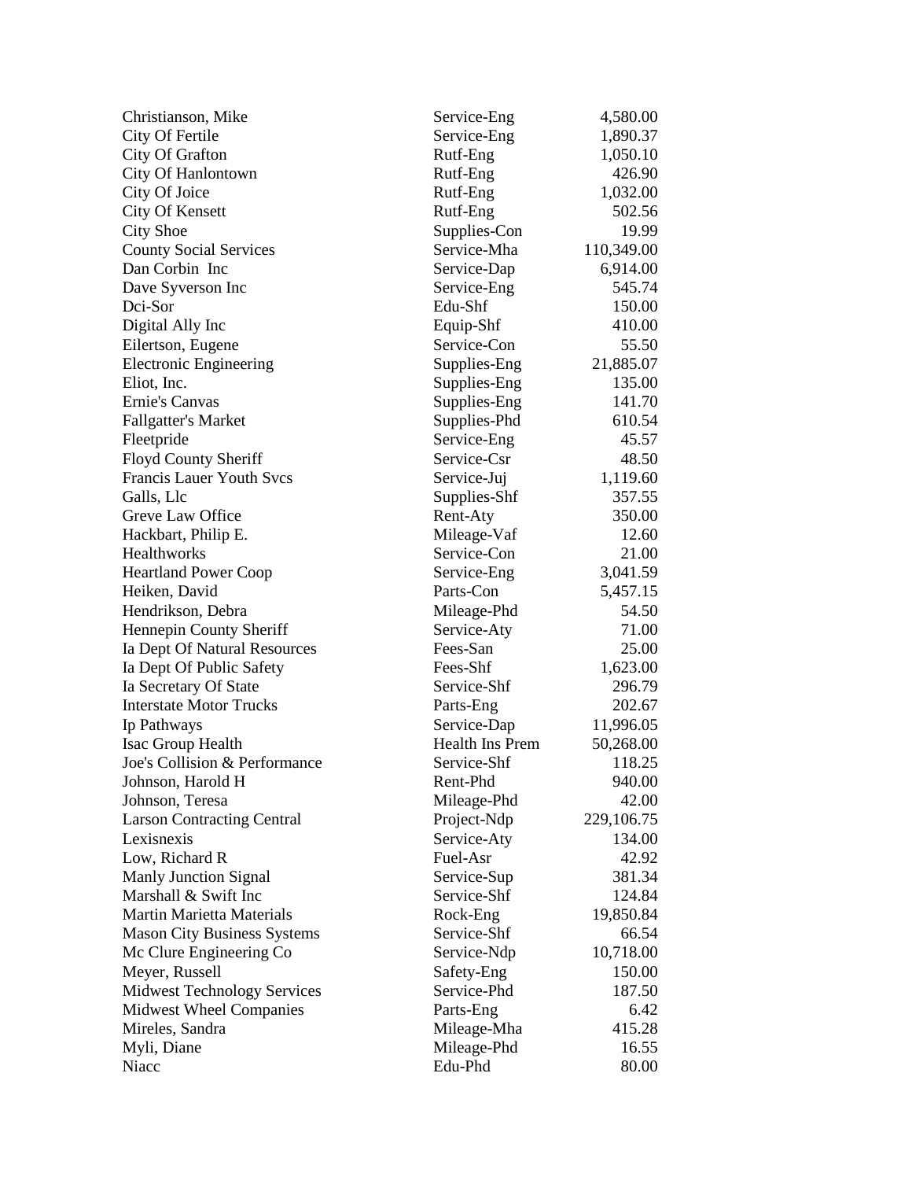| | | |
|---|---|---|
| Christianson, Mike | Service-Eng | 4,580.00 |
| City Of Fertile | Service-Eng | 1,890.37 |
| City Of Grafton | Rutf-Eng | 1,050.10 |
| City Of Hanlontown | Rutf-Eng | 426.90 |
| City Of Joice | Rutf-Eng | 1,032.00 |
| City Of Kensett | Rutf-Eng | 502.56 |
| City Shoe | Supplies-Con | 19.99 |
| County Social Services | Service-Mha | 110,349.00 |
| Dan Corbin Inc | Service-Dap | 6,914.00 |
| Dave Syverson Inc | Service-Eng | 545.74 |
| Dci-Sor | Edu-Shf | 150.00 |
| Digital Ally Inc | Equip-Shf | 410.00 |
| Eilertson, Eugene | Service-Con | 55.50 |
| Electronic Engineering | Supplies-Eng | 21,885.07 |
| Eliot, Inc. | Supplies-Eng | 135.00 |
| Ernie's Canvas | Supplies-Eng | 141.70 |
| Fallgatter's Market | Supplies-Phd | 610.54 |
| Fleetpride | Service-Eng | 45.57 |
| Floyd County Sheriff | Service-Csr | 48.50 |
| Francis Lauer Youth Svcs | Service-Juj | 1,119.60 |
| Galls, Llc | Supplies-Shf | 357.55 |
| Greve Law Office | Rent-Aty | 350.00 |
| Hackbart, Philip E. | Mileage-Vaf | 12.60 |
| Healthworks | Service-Con | 21.00 |
| Heartland Power Coop | Service-Eng | 3,041.59 |
| Heiken, David | Parts-Con | 5,457.15 |
| Hendrikson, Debra | Mileage-Phd | 54.50 |
| Hennepin County Sheriff | Service-Aty | 71.00 |
| Ia Dept Of Natural Resources | Fees-San | 25.00 |
| Ia Dept Of Public Safety | Fees-Shf | 1,623.00 |
| Ia Secretary Of State | Service-Shf | 296.79 |
| Interstate Motor Trucks | Parts-Eng | 202.67 |
| Ip Pathways | Service-Dap | 11,996.05 |
| Isac Group Health | Health Ins Prem | 50,268.00 |
| Joe's Collision & Performance | Service-Shf | 118.25 |
| Johnson, Harold H | Rent-Phd | 940.00 |
| Johnson, Teresa | Mileage-Phd | 42.00 |
| Larson Contracting Central | Project-Ndp | 229,106.75 |
| Lexisnexis | Service-Aty | 134.00 |
| Low, Richard R | Fuel-Asr | 42.92 |
| Manly Junction Signal | Service-Sup | 381.34 |
| Marshall & Swift Inc | Service-Shf | 124.84 |
| Martin Marietta Materials | Rock-Eng | 19,850.84 |
| Mason City Business Systems | Service-Shf | 66.54 |
| Mc Clure Engineering Co | Service-Ndp | 10,718.00 |
| Meyer, Russell | Safety-Eng | 150.00 |
| Midwest Technology Services | Service-Phd | 187.50 |
| Midwest Wheel Companies | Parts-Eng | 6.42 |
| Mireles, Sandra | Mileage-Mha | 415.28 |
| Myli, Diane | Mileage-Phd | 16.55 |
| Niacc | Edu-Phd | 80.00 |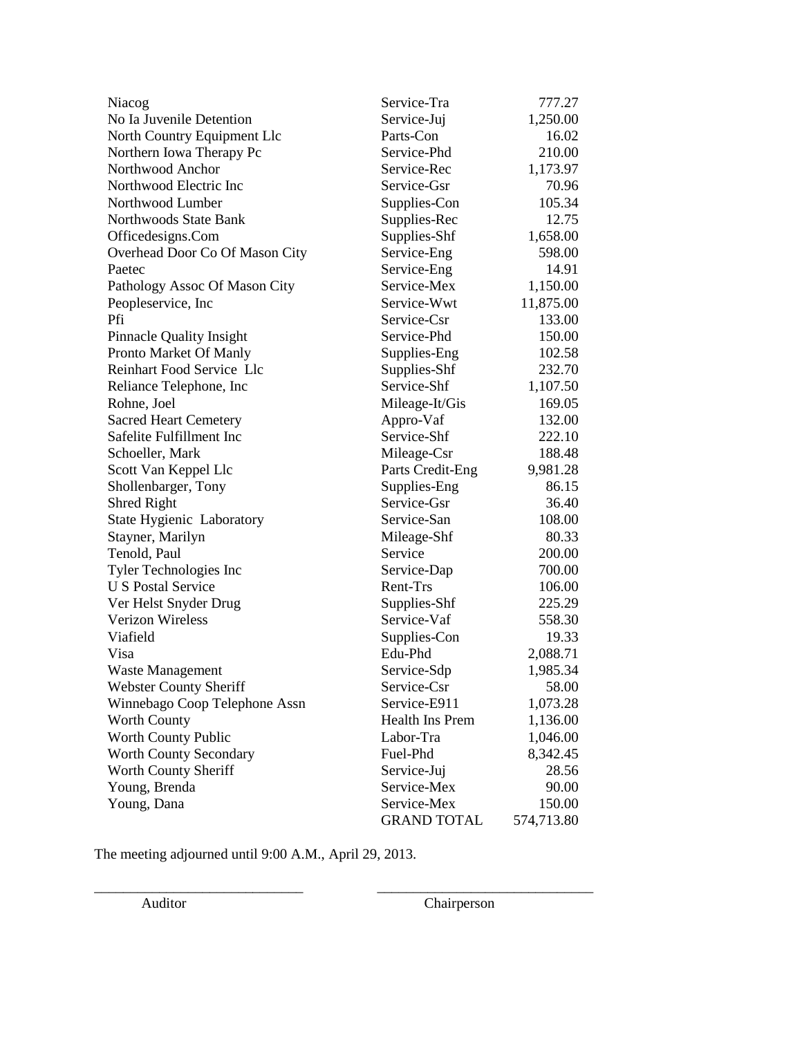| | | |
|---|---|---|
| Niacog | Service-Tra | 777.27 |
| No Ia Juvenile Detention | Service-Juj | 1,250.00 |
| North Country Equipment Llc | Parts-Con | 16.02 |
| Northern Iowa Therapy Pc | Service-Phd | 210.00 |
| Northwood Anchor | Service-Rec | 1,173.97 |
| Northwood Electric Inc | Service-Gsr | 70.96 |
| Northwood Lumber | Supplies-Con | 105.34 |
| Northwoods State Bank | Supplies-Rec | 12.75 |
| Officedesigns.Com | Supplies-Shf | 1,658.00 |
| Overhead Door Co Of Mason City | Service-Eng | 598.00 |
| Paetec | Service-Eng | 14.91 |
| Pathology Assoc Of Mason City | Service-Mex | 1,150.00 |
| Peopleservice, Inc | Service-Wwt | 11,875.00 |
| Pfi | Service-Csr | 133.00 |
| Pinnacle Quality Insight | Service-Phd | 150.00 |
| Pronto Market Of Manly | Supplies-Eng | 102.58 |
| Reinhart Food Service Llc | Supplies-Shf | 232.70 |
| Reliance Telephone, Inc | Service-Shf | 1,107.50 |
| Rohne, Joel | Mileage-It/Gis | 169.05 |
| Sacred Heart Cemetery | Appro-Vaf | 132.00 |
| Safelite Fulfillment Inc | Service-Shf | 222.10 |
| Schoeller, Mark | Mileage-Csr | 188.48 |
| Scott Van Keppel Llc | Parts Credit-Eng | 9,981.28 |
| Shollenbarger, Tony | Supplies-Eng | 86.15 |
| Shred Right | Service-Gsr | 36.40 |
| State Hygienic Laboratory | Service-San | 108.00 |
| Stayner, Marilyn | Mileage-Shf | 80.33 |
| Tenold, Paul | Service | 200.00 |
| Tyler Technologies Inc | Service-Dap | 700.00 |
| U S Postal Service | Rent-Trs | 106.00 |
| Ver Helst Snyder Drug | Supplies-Shf | 225.29 |
| Verizon Wireless | Service-Vaf | 558.30 |
| Viafield | Supplies-Con | 19.33 |
| Visa | Edu-Phd | 2,088.71 |
| Waste Management | Service-Sdp | 1,985.34 |
| Webster County Sheriff | Service-Csr | 58.00 |
| Winnebago Coop Telephone Assn | Service-E911 | 1,073.28 |
| Worth County | Health Ins Prem | 1,136.00 |
| Worth County Public | Labor-Tra | 1,046.00 |
| Worth County Secondary | Fuel-Phd | 8,342.45 |
| Worth County Sheriff | Service-Juj | 28.56 |
| Young, Brenda | Service-Mex | 90.00 |
| Young, Dana | Service-Mex | 150.00 |
| | GRAND TOTAL | 574,713.80 |

The meeting adjourned until 9:00 A.M., April 29, 2013.

_____________________________ _____________________________

Auditor Chairperson